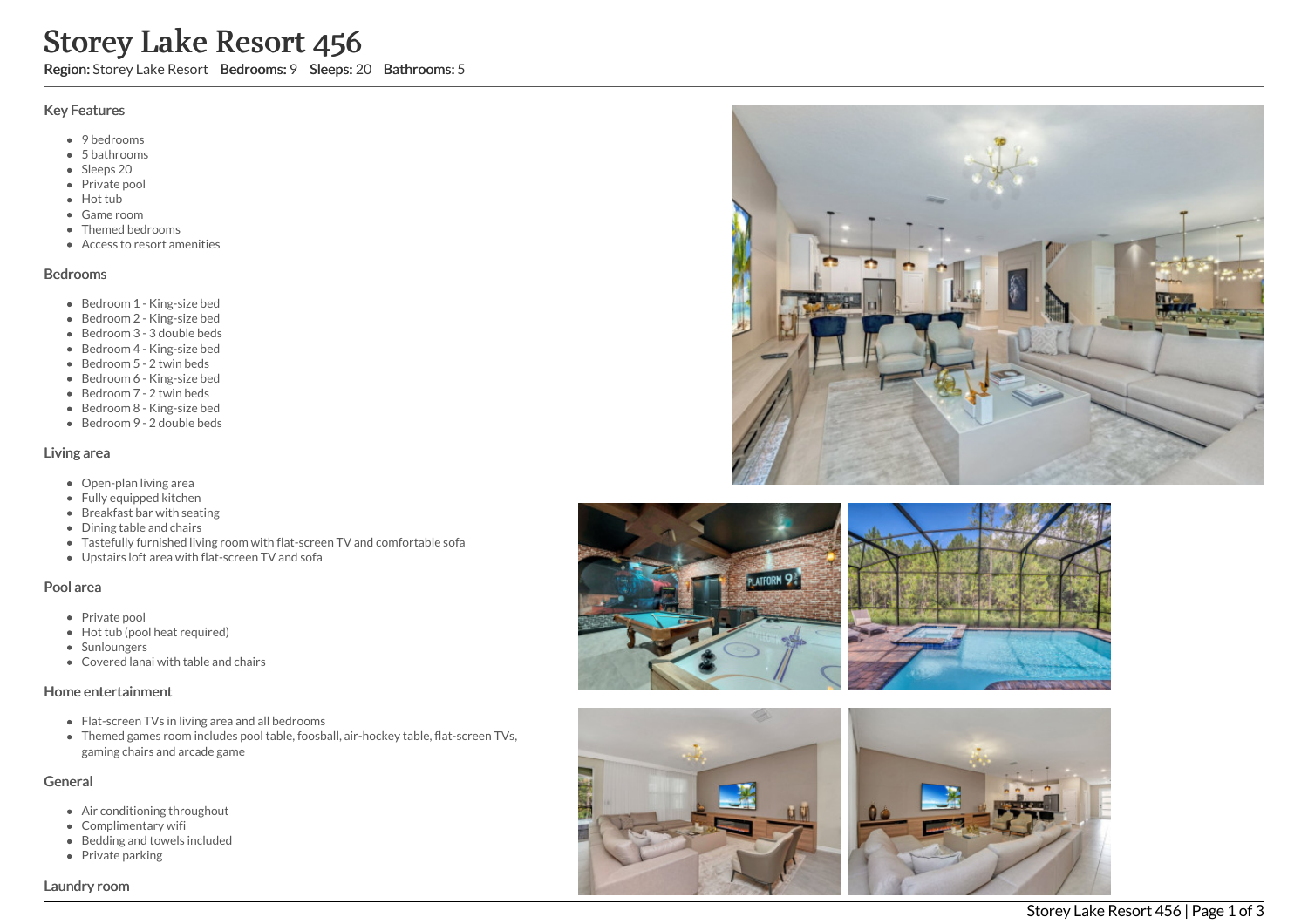# Storey Lake Resort 456

**Region:** Storey Lake Resort **Bedrooms:** 9 **Sleeps:** 20 **Bathrooms:** 5

## Key Features

- 9 bedrooms
- 5 bathrooms
- Sleeps 20
- Private pool
- Hot tub
- Game room
- Themed bedrooms
- Access to resort amenities

## Bedrooms

- Bedroom 1 - King-size bed
- Bedroom 2 - King-size bed
- Bedroom 3 - 3 double beds
- Bedroom 4 - King-size bed
- Bedroom 5 - 2 twin beds
- Bedroom 6 - King-size bed
- Bedroom 7 - 2 twin beds
- Bedroom 8 - King-size bed
- Bedroom 9 - 2 double beds

## Living area

- Open-plan living area
- Fully equipped kitchen
- Breakfast bar with seating
- Dining table and chairs
- Tastefully furnished living room with flat-screen TV and comfortable sofa
- Upstairs loft area with flat-screen TV and sofa

## Pool area

- Private pool
- Hot tub (pool heat required)
- Sunloungers
- Covered lanai with table and chairs

## Home entertainment

- Flat-screen TVs in living area and all bedrooms
- Themed games room includes pool table, foosball, air-hockey table, flat-screen TVs, gaming chairs and arcade game

## General

- Air conditioning throughout
- Complimentary wifi
- Bedding and towels included
- Private parking

## Laundry room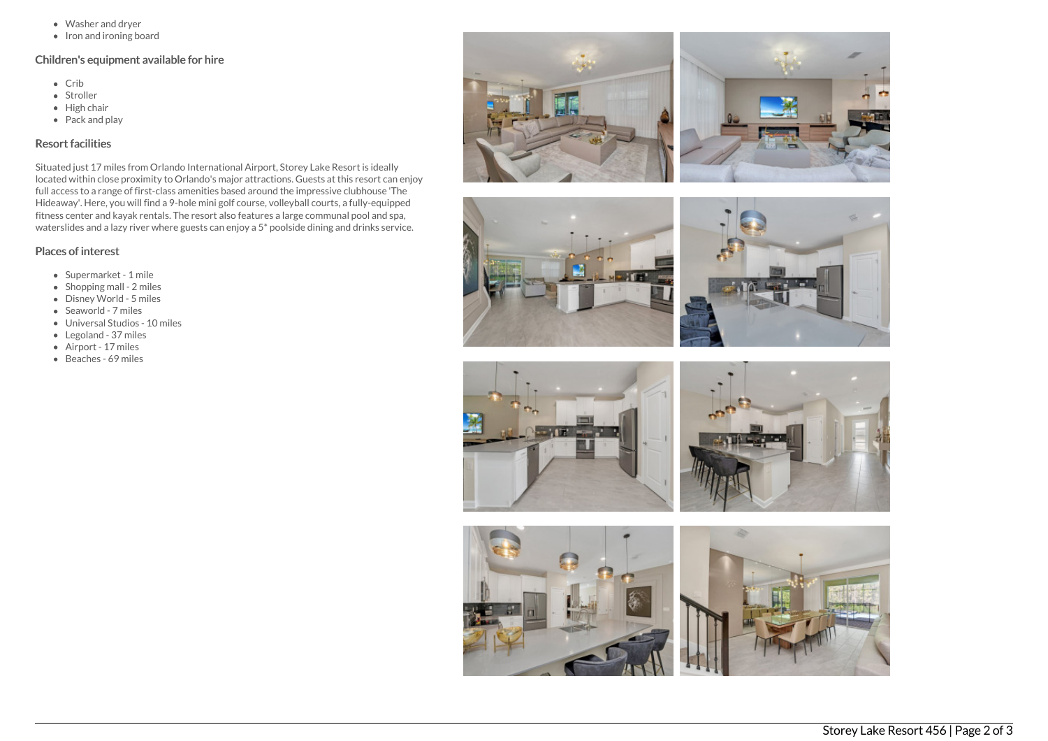- Washer and dryer
- Iron and ironing board

### Children's equipment available for hire

- Crib
- Stroller
- High chair
- Pack and play

### Resort facilities

Situated just 17 miles from Orlando International Airport, Storey Lake Resort is ideally located within close proximity to Orlando's major attractions. Guests at this resort can enjoy full access to a range of first-class amenities based around the impressive clubhouse 'The Hideaway'. Here, you will find a 9-hole mini golf course, volleyball courts, a fully-equipped fitness center and kayak rentals. The resort also features a large communal pool and spa, waterslides and a lazy river where guests can enjoy a 5* poolside dining and drinks service.

### Places of interest

- Supermarket - 1 mile
- Shopping mall - 2 miles
- Disney World - 5 miles
- Seaworld - 7 miles
- Universal Studios - 10 miles
- Legoland - 37 miles
- Airport - 17 miles
- Beaches - 69 miles